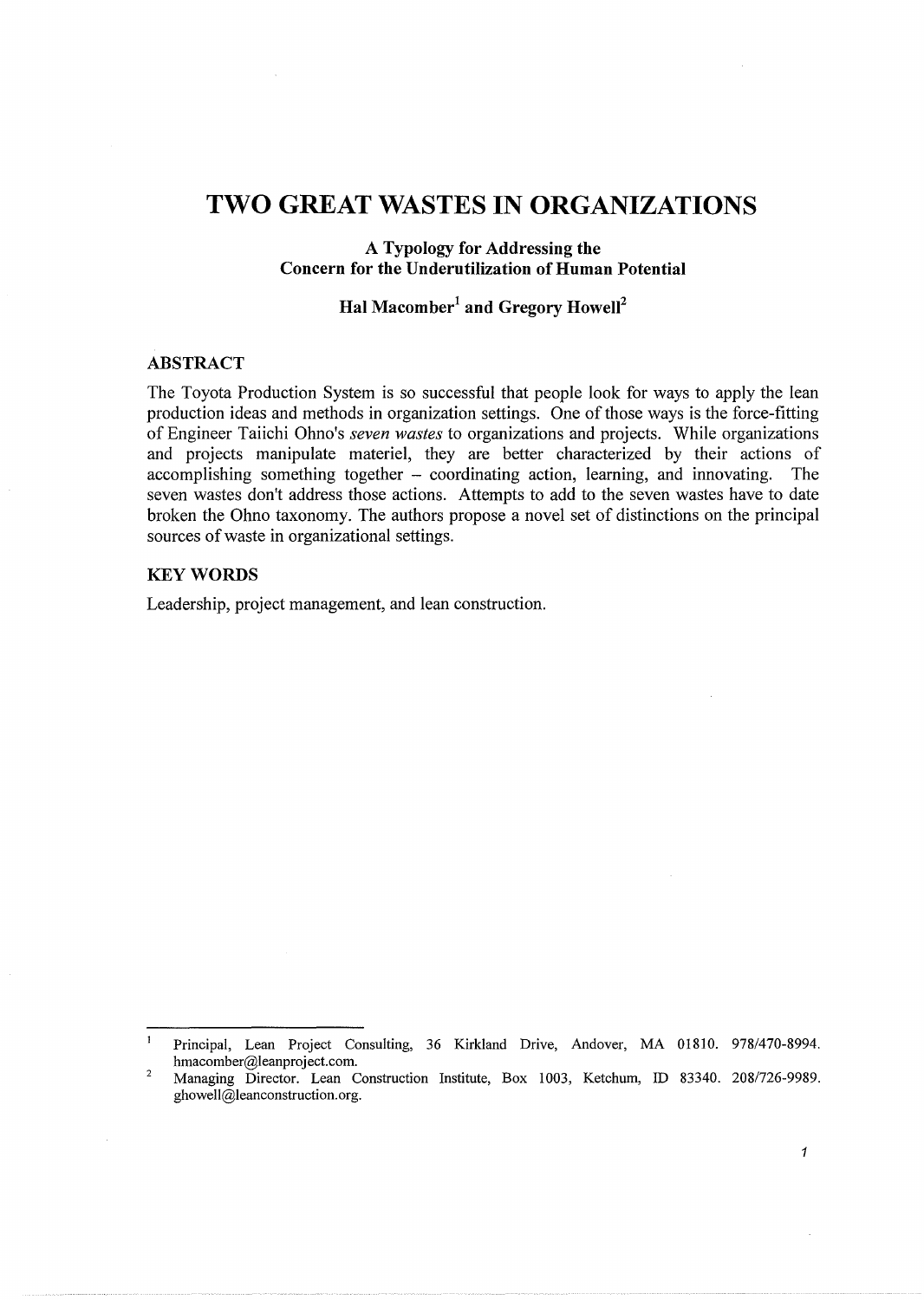# TWO GREAT WASTES IN ORGANIZATIONS

### A Typology for Addressing the Concern for the Underutilization of Human Potential

**Hal Macomber[1] and Gregory Howell[2]**

## ABSTRACT

The Toyota Production System is so successful that people look for ways to apply the lean production ideas and methods in organization settings. One of those ways is the force-fitting of Engineer Taiichi Ohno's *seven wastes* to organizations and projects. While organizations and projects manipulate materiel, they are better characterized by their actions of accomplishing something together – coordinating action, learning, and innovating. The seven wastes don't address those actions. Attempts to add to the seven wastes have to date broken the Ohno taxonomy. The authors propose a novel set of distinctions on the principal sources of waste in organizational settings.

## KEY WORDS

Leadership, project management, and lean construction.

---

[1] Principal, Lean Project Consulting, 36 Kirkland Drive, Andover, MA 01810. 978/470-8994. hmacomber@leanproject.com.

[2] Managing Director. Lean Construction Institute, Box 1003, Ketchum, ID 83340. 208/726-9989. ghowell@leanconstruction.org.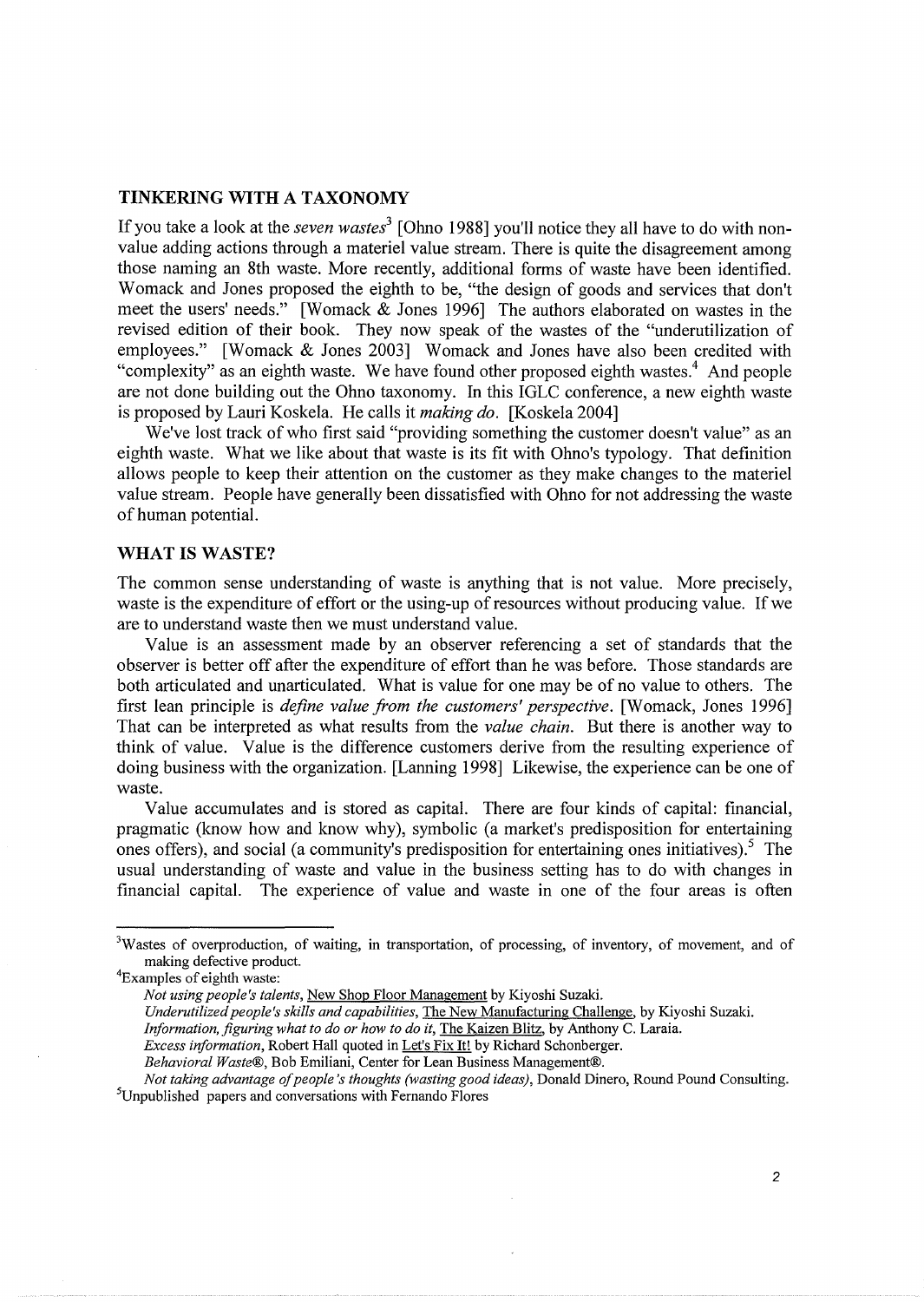## TINKERING WITH A TAXONOMY

If you take a look at the *seven wastes*[3] [Ohno 1988] you'll notice they all have to do with non-value adding actions through a materiel value stream. There is quite the disagreement among those naming an 8th waste. More recently, additional forms of waste have been identified. Womack and Jones proposed the eighth to be, "the design of goods and services that don't meet the users' needs." [Womack & Jones 1996] The authors elaborated on wastes in the revised edition of their book. They now speak of the wastes of the "underutilization of employees." [Womack & Jones 2003] Womack and Jones have also been credited with "complexity" as an eighth waste. We have found other proposed eighth wastes.[4] And people are not done building out the Ohno taxonomy. In this IGLC conference, a new eighth waste is proposed by Lauri Koskela. He calls it *making do*. [Koskela 2004]

We've lost track of who first said "providing something the customer doesn't value" as an eighth waste. What we like about that waste is its fit with Ohno's typology. That definition allows people to keep their attention on the customer as they make changes to the materiel value stream. People have generally been dissatisfied with Ohno for not addressing the waste of human potential.

## WHAT IS WASTE?

The common sense understanding of waste is anything that is not value. More precisely, waste is the expenditure of effort or the using-up of resources without producing value. If we are to understand waste then we must understand value.

Value is an assessment made by an observer referencing a set of standards that the observer is better off after the expenditure of effort than he was before. Those standards are both articulated and unarticulated. What is value for one may be of no value to others. The first lean principle is *define value from the customers' perspective*. [Womack, Jones 1996] That can be interpreted as what results from the *value chain*. But there is another way to think of value. Value is the difference customers derive from the resulting experience of doing business with the organization. [Lanning 1998] Likewise, the experience can be one of waste.

Value accumulates and is stored as capital. There are four kinds of capital: financial, pragmatic (know how and know why), symbolic (a market's predisposition for entertaining ones offers), and social (a community's predisposition for entertaining ones initiatives).[5] The usual understanding of waste and value in the business setting has to do with changes in financial capital. The experience of value and waste in one of the four areas is often

---

[3] Wastes of overproduction, of waiting, in transportation, of processing, of inventory, of movement, and of making defective product.

[4] Examples of eighth waste:

*Not using people's talents*, New Shop Floor Management by Kiyoshi Suzaki.
*Underutilized people's skills and capabilities*, The New Manufacturing Challenge, by Kiyoshi Suzaki.
*Information, figuring what to do or how to do it*, The Kaizen Blitz, by Anthony C. Laraia.
*Excess information*, Robert Hall quoted in Let's Fix It! by Richard Schonberger.
*Behavioral Waste®*, Bob Emiliani, Center for Lean Business Management®.
*Not taking advantage of people's thoughts (wasting good ideas)*, Donald Dinero, Round Pound Consulting.

[5] Unpublished papers and conversations with Fernando Flores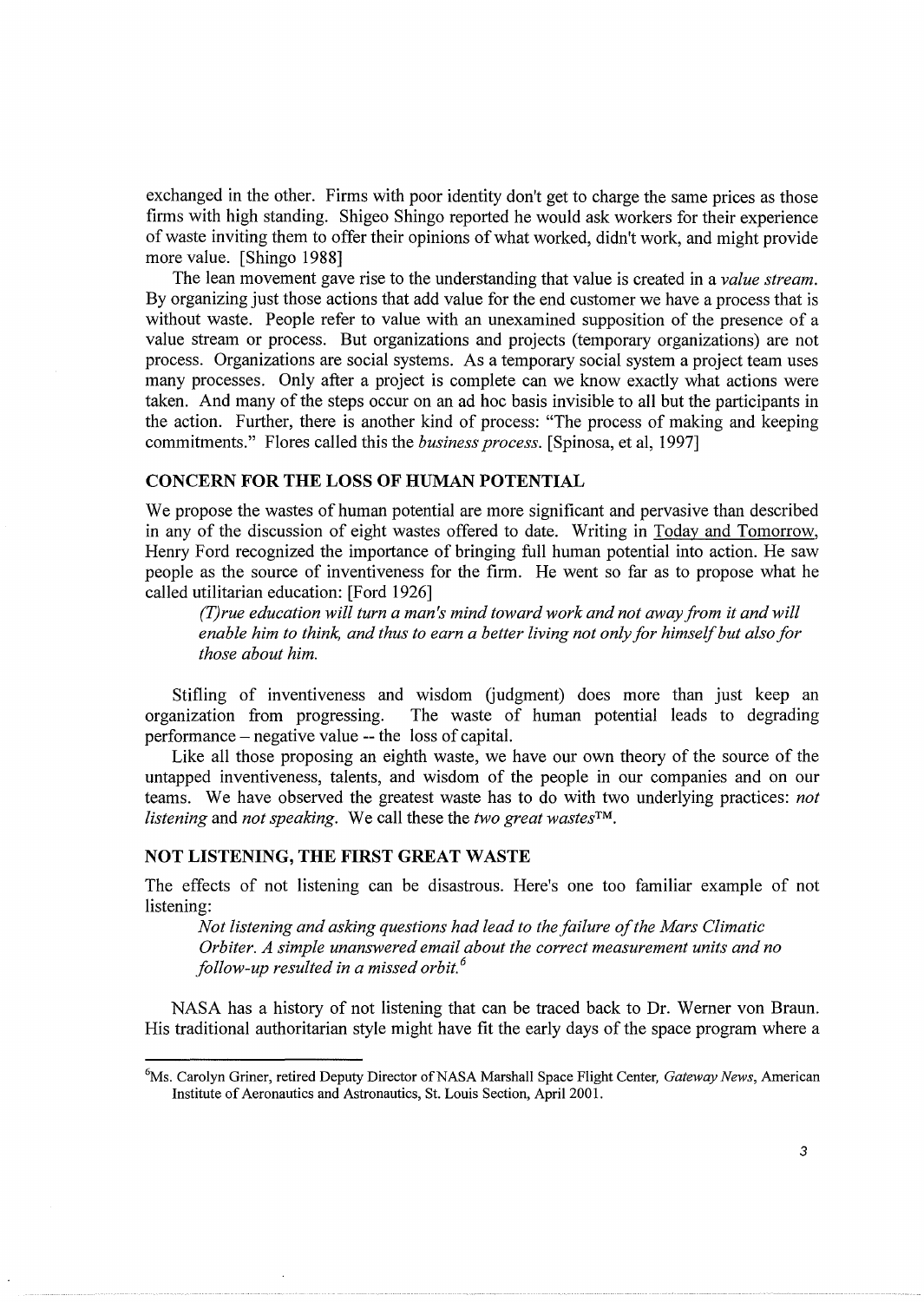exchanged in the other. Firms with poor identity don't get to charge the same prices as those firms with high standing. Shigeo Shingo reported he would ask workers for their experience of waste inviting them to offer their opinions of what worked, didn't work, and might provide more value. [Shingo 1988]

The lean movement gave rise to the understanding that value is created in a *value stream*. By organizing just those actions that add value for the end customer we have a process that is without waste. People refer to value with an unexamined supposition of the presence of a value stream or process. But organizations and projects (temporary organizations) are not process. Organizations are social systems. As a temporary social system a project team uses many processes. Only after a project is complete can we know exactly what actions were taken. And many of the steps occur on an ad hoc basis invisible to all but the participants in the action. Further, there is another kind of process: "The process of making and keeping commitments." Flores called this the *business process*. [Spinosa, et al, 1997]

## CONCERN FOR THE LOSS OF HUMAN POTENTIAL

We propose the wastes of human potential are more significant and pervasive than described in any of the discussion of eight wastes offered to date. Writing in Today and Tomorrow, Henry Ford recognized the importance of bringing full human potential into action. He saw people as the source of inventiveness for the firm. He went so far as to propose what he called utilitarian education: [Ford 1926]

> *(T)rue education will turn a man's mind toward work and not away from it and will enable him to think, and thus to earn a better living not only for himself but also for those about him.*

Stifling of inventiveness and wisdom (judgment) does more than just keep an organization from progressing. The waste of human potential leads to degrading performance – negative value -- the loss of capital.

Like all those proposing an eighth waste, we have our own theory of the source of the untapped inventiveness, talents, and wisdom of the people in our companies and on our teams. We have observed the greatest waste has to do with two underlying practices: *not listening* and *not speaking*. We call these the *two great wastes™*.

## NOT LISTENING, THE FIRST GREAT WASTE

The effects of not listening can be disastrous. Here's one too familiar example of not listening:

> *Not listening and asking questions had lead to the failure of the Mars Climatic Orbiter. A simple unanswered email about the correct measurement units and no follow-up resulted in a missed orbit.*[6]

NASA has a history of not listening that can be traced back to Dr. Werner von Braun. His traditional authoritarian style might have fit the early days of the space program where a

[6]Ms. Carolyn Griner, retired Deputy Director of NASA Marshall Space Flight Center, *Gateway News*, American Institute of Aeronautics and Astronautics, St. Louis Section, April 2001.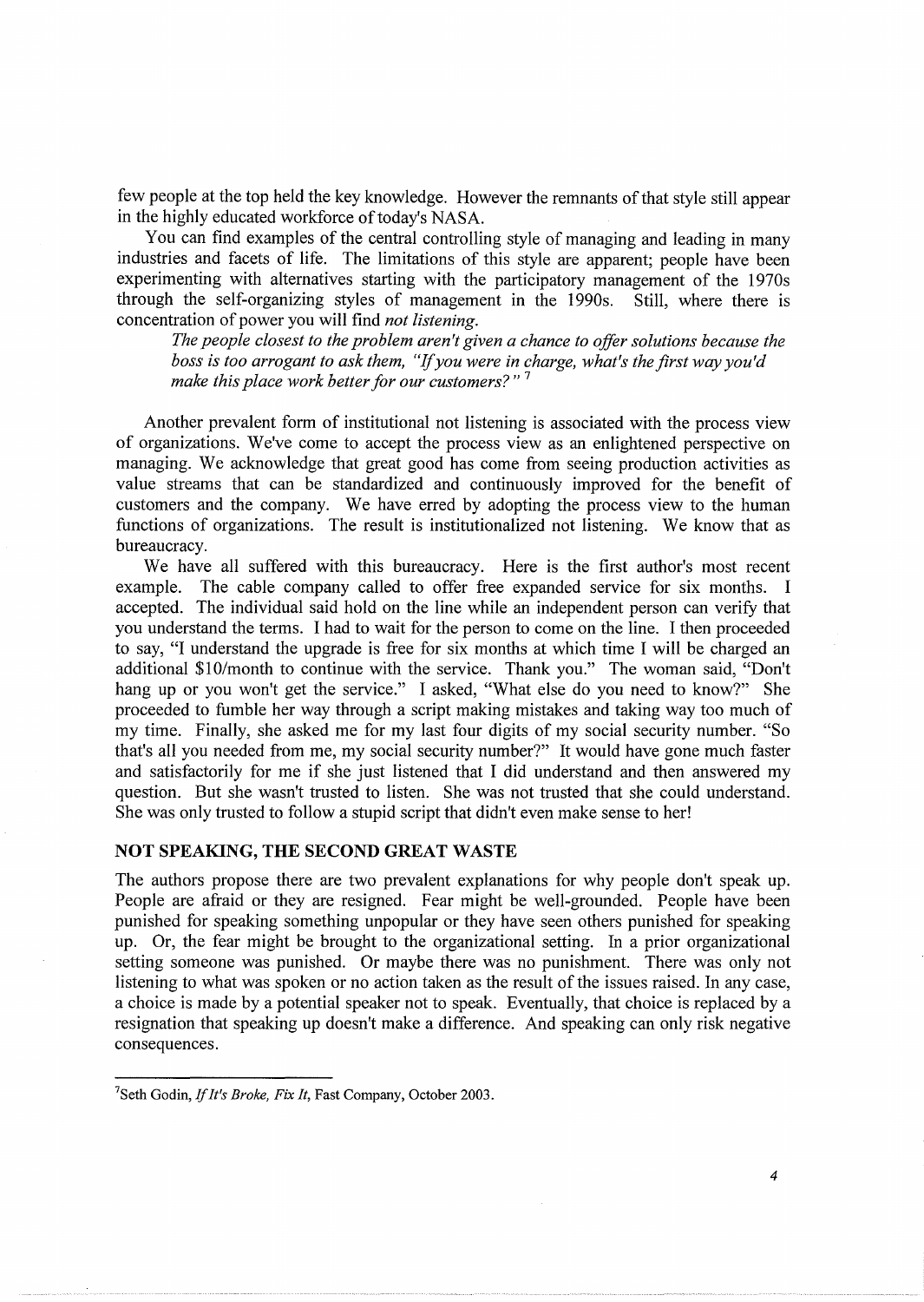few people at the top held the key knowledge. However the remnants of that style still appear in the highly educated workforce of today's NASA.

You can find examples of the central controlling style of managing and leading in many industries and facets of life. The limitations of this style are apparent; people have been experimenting with alternatives starting with the participatory management of the 1970s through the self-organizing styles of management in the 1990s. Still, where there is concentration of power you will find *not listening.*

> *The people closest to the problem aren't given a chance to offer solutions because the boss is too arrogant to ask them, "If you were in charge, what's the first way you'd make this place work better for our customers?"* [7]

Another prevalent form of institutional not listening is associated with the process view of organizations. We've come to accept the process view as an enlightened perspective on managing. We acknowledge that great good has come from seeing production activities as value streams that can be standardized and continuously improved for the benefit of customers and the company. We have erred by adopting the process view to the human functions of organizations. The result is institutionalized not listening. We know that as bureaucracy.

We have all suffered with this bureaucracy. Here is the first author's most recent example. The cable company called to offer free expanded service for six months. I accepted. The individual said hold on the line while an independent person can verify that you understand the terms. I had to wait for the person to come on the line. I then proceeded to say, "I understand the upgrade is free for six months at which time I will be charged an additional $10/month to continue with the service. Thank you." The woman said, "Don't hang up or you won't get the service." I asked, "What else do you need to know?" She proceeded to fumble her way through a script making mistakes and taking way too much of my time. Finally, she asked me for my last four digits of my social security number. "So that's all you needed from me, my social security number?" It would have gone much faster and satisfactorily for me if she just listened that I did understand and then answered my question. But she wasn't trusted to listen. She was not trusted that she could understand. She was only trusted to follow a stupid script that didn't even make sense to her!

## NOT SPEAKING, THE SECOND GREAT WASTE

The authors propose there are two prevalent explanations for why people don't speak up. People are afraid or they are resigned. Fear might be well-grounded. People have been punished for speaking something unpopular or they have seen others punished for speaking up. Or, the fear might be brought to the organizational setting. In a prior organizational setting someone was punished. Or maybe there was no punishment. There was only not listening to what was spoken or no action taken as the result of the issues raised. In any case, a choice is made by a potential speaker not to speak. Eventually, that choice is replaced by a resignation that speaking up doesn't make a difference. And speaking can only risk negative consequences.

---

[7] Seth Godin, *If It's Broke, Fix It*, Fast Company, October 2003.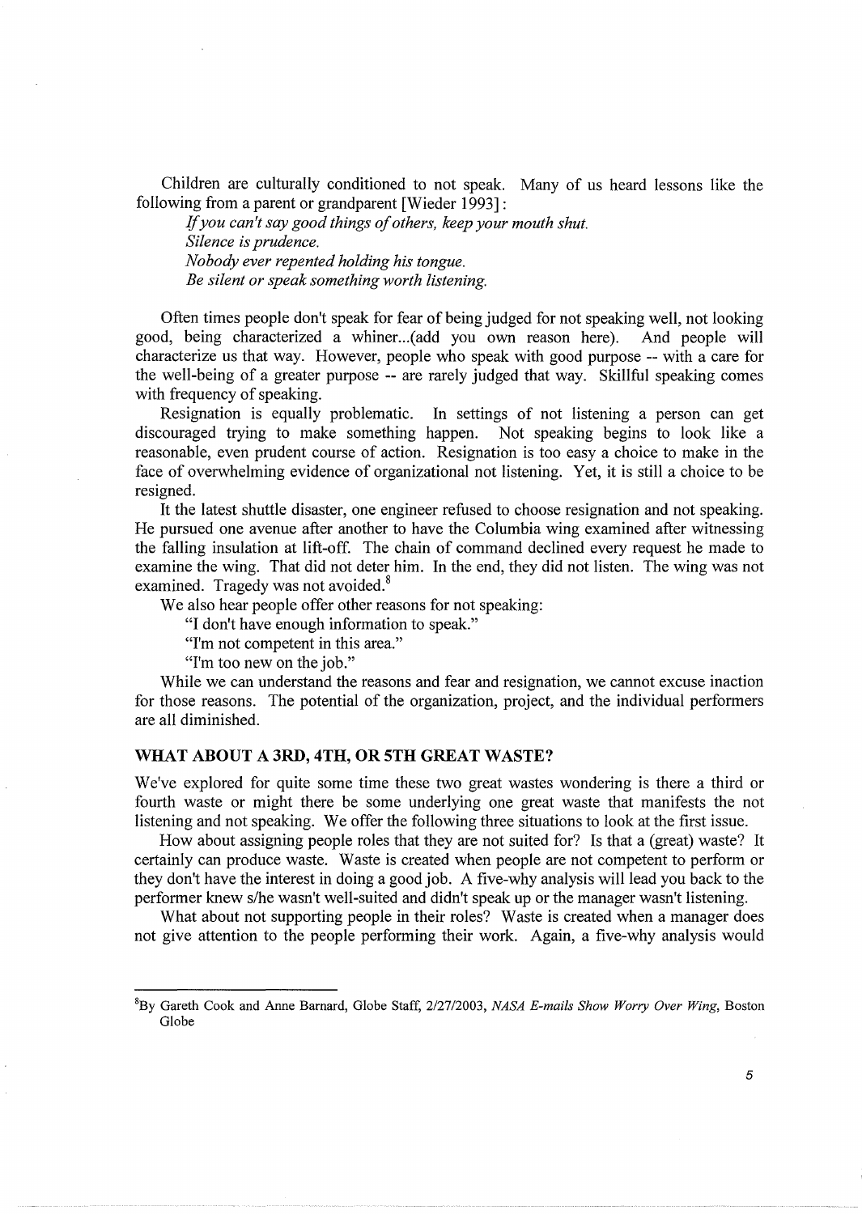Children are culturally conditioned to not speak. Many of us heard lessons like the following from a parent or grandparent [Wieder 1993]:

*If you can't say good things of others, keep your mouth shut.*
*Silence is prudence.*
*Nobody ever repented holding his tongue.*
*Be silent or speak something worth listening.*

Often times people don't speak for fear of being judged for not speaking well, not looking good, being characterized a whiner...(add you own reason here). And people will characterize us that way. However, people who speak with good purpose -- with a care for the well-being of a greater purpose -- are rarely judged that way. Skillful speaking comes with frequency of speaking.

Resignation is equally problematic. In settings of not listening a person can get discouraged trying to make something happen. Not speaking begins to look like a reasonable, even prudent course of action. Resignation is too easy a choice to make in the face of overwhelming evidence of organizational not listening. Yet, it is still a choice to be resigned.

It the latest shuttle disaster, one engineer refused to choose resignation and not speaking. He pursued one avenue after another to have the Columbia wing examined after witnessing the falling insulation at lift-off. The chain of command declined every request he made to examine the wing. That did not deter him. In the end, they did not listen. The wing was not examined. Tragedy was not avoided.[8]

We also hear people offer other reasons for not speaking:

"I don't have enough information to speak."
"I'm not competent in this area."
"I'm too new on the job."

While we can understand the reasons and fear and resignation, we cannot excuse inaction for those reasons. The potential of the organization, project, and the individual performers are all diminished.

## WHAT ABOUT A 3RD, 4TH, OR 5TH GREAT WASTE?

We've explored for quite some time these two great wastes wondering is there a third or fourth waste or might there be some underlying one great waste that manifests the not listening and not speaking. We offer the following three situations to look at the first issue.

How about assigning people roles that they are not suited for? Is that a (great) waste? It certainly can produce waste. Waste is created when people are not competent to perform or they don't have the interest in doing a good job. A five-why analysis will lead you back to the performer knew s/he wasn't well-suited and didn't speak up or the manager wasn't listening.

What about not supporting people in their roles? Waste is created when a manager does not give attention to the people performing their work. Again, a five-why analysis would

---

[8] By Gareth Cook and Anne Barnard, Globe Staff, 2/27/2003, *NASA E-mails Show Worry Over Wing*, Boston Globe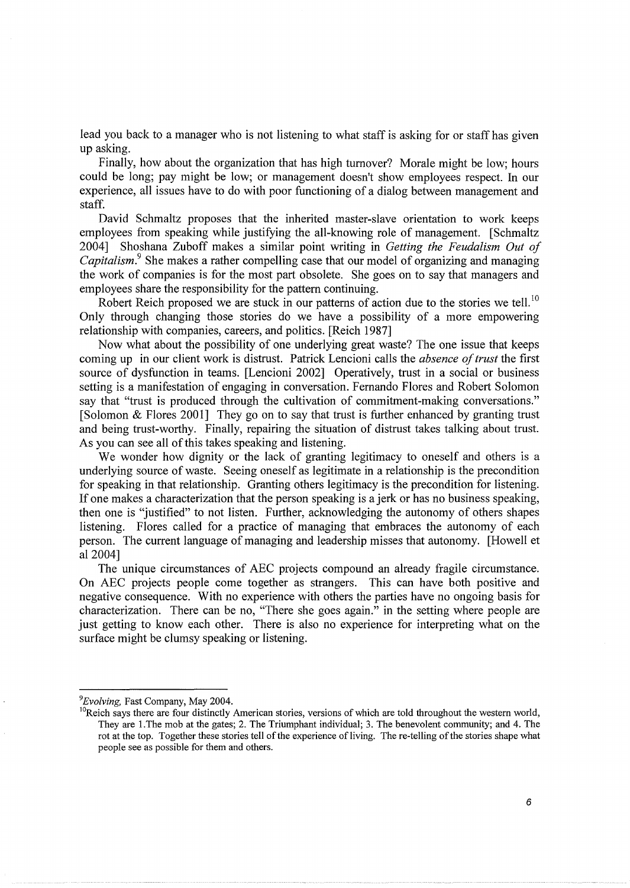lead you back to a manager who is not listening to what staff is asking for or staff has given up asking.

Finally, how about the organization that has high turnover? Morale might be low; hours could be long; pay might be low; or management doesn't show employees respect. In our experience, all issues have to do with poor functioning of a dialog between management and staff.

David Schmaltz proposes that the inherited master-slave orientation to work keeps employees from speaking while justifying the all-knowing role of management. [Schmaltz 2004] Shoshana Zuboff makes a similar point writing in *Getting the Feudalism Out of Capitalism*.[9] She makes a rather compelling case that our model of organizing and managing the work of companies is for the most part obsolete. She goes on to say that managers and employees share the responsibility for the pattern continuing.

Robert Reich proposed we are stuck in our patterns of action due to the stories we tell.[10] Only through changing those stories do we have a possibility of a more empowering relationship with companies, careers, and politics. [Reich 1987]

Now what about the possibility of one underlying great waste? The one issue that keeps coming up in our client work is distrust. Patrick Lencioni calls the *absence of trust* the first source of dysfunction in teams. [Lencioni 2002] Operatively, trust in a social or business setting is a manifestation of engaging in conversation. Fernando Flores and Robert Solomon say that "trust is produced through the cultivation of commitment-making conversations." [Solomon & Flores 2001] They go on to say that trust is further enhanced by granting trust and being trust-worthy. Finally, repairing the situation of distrust takes talking about trust. As you can see all of this takes speaking and listening.

We wonder how dignity or the lack of granting legitimacy to oneself and others is a underlying source of waste. Seeing oneself as legitimate in a relationship is the precondition for speaking in that relationship. Granting others legitimacy is the precondition for listening. If one makes a characterization that the person speaking is a jerk or has no business speaking, then one is "justified" to not listen. Further, acknowledging the autonomy of others shapes listening. Flores called for a practice of managing that embraces the autonomy of each person. The current language of managing and leadership misses that autonomy. [Howell et al 2004]

The unique circumstances of AEC projects compound an already fragile circumstance. On AEC projects people come together as strangers. This can have both positive and negative consequence. With no experience with others the parties have no ongoing basis for characterization. There can be no, "There she goes again." in the setting where people are just getting to know each other. There is also no experience for interpreting what on the surface might be clumsy speaking or listening.

---

[9] *Evolving*, Fast Company, May 2004.

[10] Reich says there are four distinctly American stories, versions of which are told throughout the western world, They are 1.The mob at the gates; 2. The Triumphant individual; 3. The benevolent community; and 4. The rot at the top. Together these stories tell of the experience of living. The re-telling of the stories shape what people see as possible for them and others.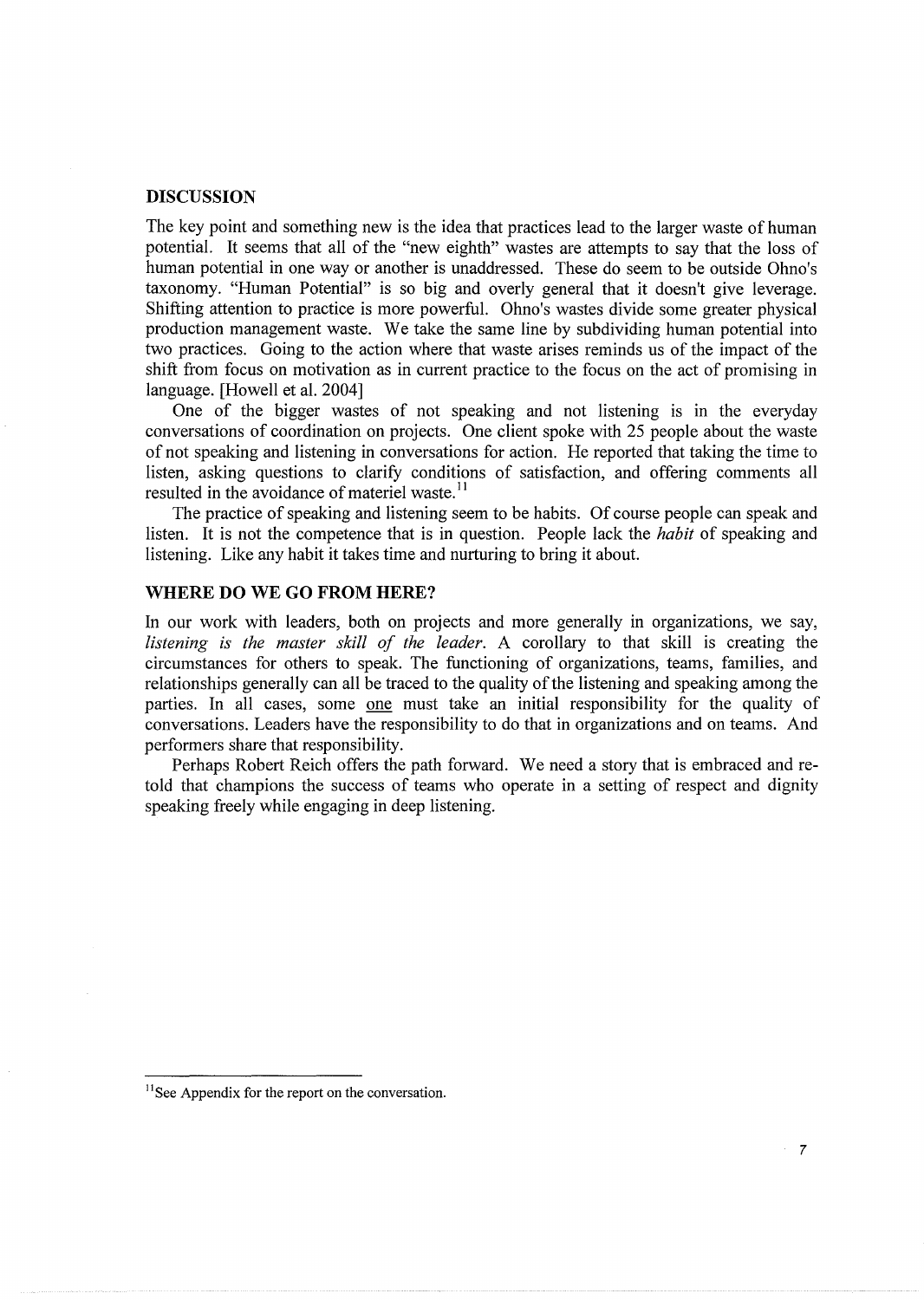## DISCUSSION

The key point and something new is the idea that practices lead to the larger waste of human potential. It seems that all of the "new eighth" wastes are attempts to say that the loss of human potential in one way or another is unaddressed. These do seem to be outside Ohno's taxonomy. "Human Potential" is so big and overly general that it doesn't give leverage. Shifting attention to practice is more powerful. Ohno's wastes divide some greater physical production management waste. We take the same line by subdividing human potential into two practices. Going to the action where that waste arises reminds us of the impact of the shift from focus on motivation as in current practice to the focus on the act of promising in language. [Howell et al. 2004]

One of the bigger wastes of not speaking and not listening is in the everyday conversations of coordination on projects. One client spoke with 25 people about the waste of not speaking and listening in conversations for action. He reported that taking the time to listen, asking questions to clarify conditions of satisfaction, and offering comments all resulted in the avoidance of materiel waste.[11]

The practice of speaking and listening seem to be habits. Of course people can speak and listen. It is not the competence that is in question. People lack the *habit* of speaking and listening. Like any habit it takes time and nurturing to bring it about.

## WHERE DO WE GO FROM HERE?

In our work with leaders, both on projects and more generally in organizations, we say, *listening is the master skill of the leader*. A corollary to that skill is creating the circumstances for others to speak. The functioning of organizations, teams, families, and relationships generally can all be traced to the quality of the listening and speaking among the parties. In all cases, some one must take an initial responsibility for the quality of conversations. Leaders have the responsibility to do that in organizations and on teams. And performers share that responsibility.

Perhaps Robert Reich offers the path forward. We need a story that is embraced and re-told that champions the success of teams who operate in a setting of respect and dignity speaking freely while engaging in deep listening.

---

[11] See Appendix for the report on the conversation.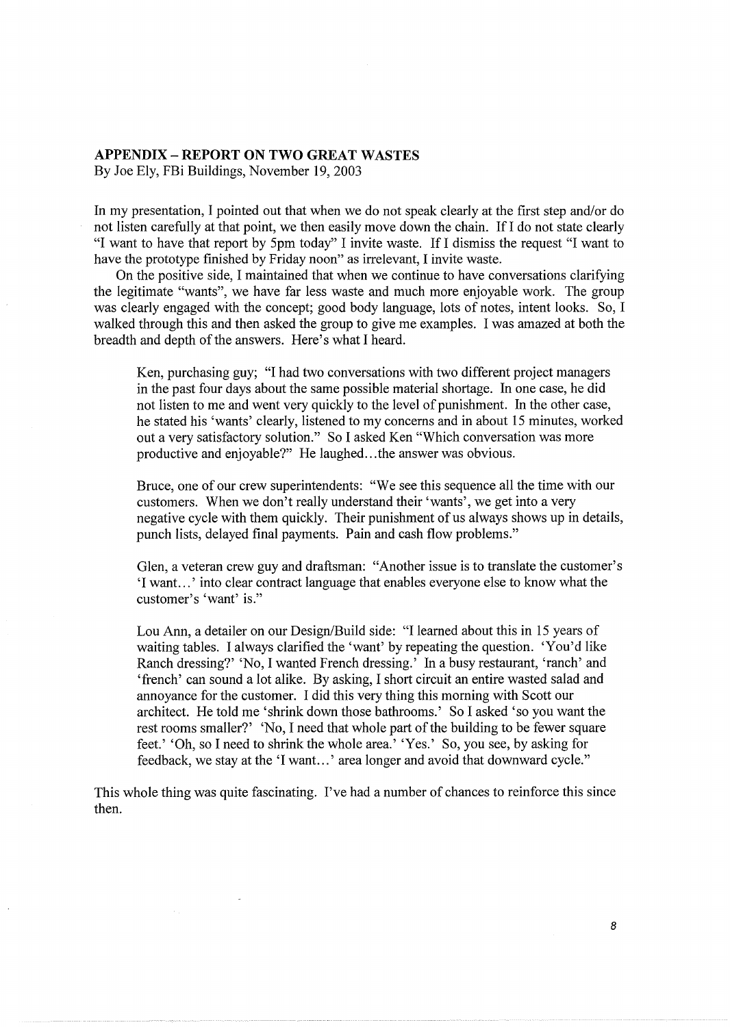## APPENDIX – REPORT ON TWO GREAT WASTES

By Joe Ely, FBi Buildings, November 19, 2003

In my presentation, I pointed out that when we do not speak clearly at the first step and/or do not listen carefully at that point, we then easily move down the chain. If I do not state clearly "I want to have that report by 5pm today" I invite waste. If I dismiss the request "I want to have the prototype finished by Friday noon" as irrelevant, I invite waste.

On the positive side, I maintained that when we continue to have conversations clarifying the legitimate "wants", we have far less waste and much more enjoyable work. The group was clearly engaged with the concept; good body language, lots of notes, intent looks. So, I walked through this and then asked the group to give me examples. I was amazed at both the breadth and depth of the answers. Here's what I heard.

> Ken, purchasing guy; "I had two conversations with two different project managers in the past four days about the same possible material shortage. In one case, he did not listen to me and went very quickly to the level of punishment. In the other case, he stated his 'wants' clearly, listened to my concerns and in about 15 minutes, worked out a very satisfactory solution." So I asked Ken "Which conversation was more productive and enjoyable?" He laughed…the answer was obvious.
>
> Bruce, one of our crew superintendents: "We see this sequence all the time with our customers. When we don't really understand their 'wants', we get into a very negative cycle with them quickly. Their punishment of us always shows up in details, punch lists, delayed final payments. Pain and cash flow problems."
>
> Glen, a veteran crew guy and draftsman: "Another issue is to translate the customer's 'I want…' into clear contract language that enables everyone else to know what the customer's 'want' is."
>
> Lou Ann, a detailer on our Design/Build side: "I learned about this in 15 years of waiting tables. I always clarified the 'want' by repeating the question. 'You'd like Ranch dressing?' 'No, I wanted French dressing.' In a busy restaurant, 'ranch' and 'french' can sound a lot alike. By asking, I short circuit an entire wasted salad and annoyance for the customer. I did this very thing this morning with Scott our architect. He told me 'shrink down those bathrooms.' So I asked 'so you want the rest rooms smaller?' 'No, I need that whole part of the building to be fewer square feet.' 'Oh, so I need to shrink the whole area.' 'Yes.' So, you see, by asking for feedback, we stay at the 'I want…' area longer and avoid that downward cycle."

This whole thing was quite fascinating. I've had a number of chances to reinforce this since then.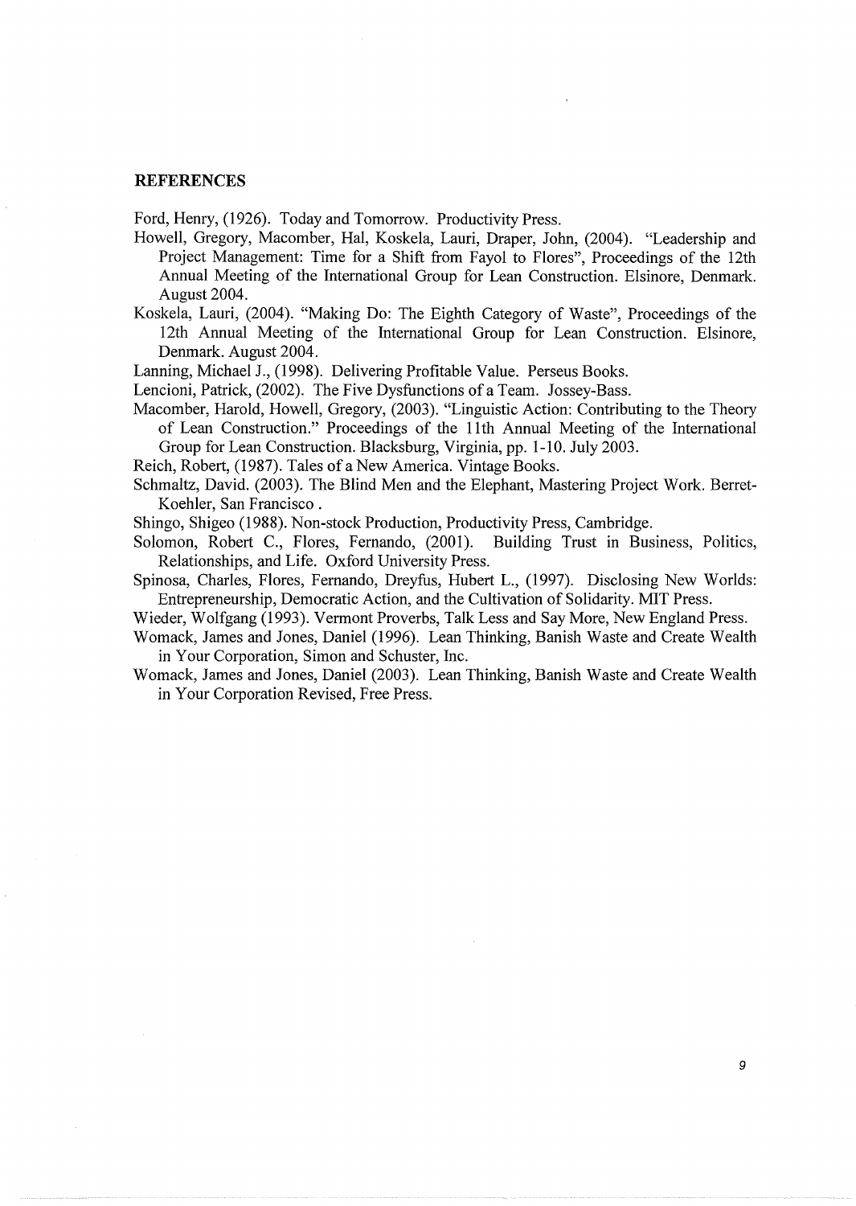## REFERENCES

Ford, Henry, (1926). Today and Tomorrow. Productivity Press.

Howell, Gregory, Macomber, Hal, Koskela, Lauri, Draper, John, (2004). "Leadership and Project Management: Time for a Shift from Fayol to Flores", Proceedings of the 12th Annual Meeting of the International Group for Lean Construction. Elsinore, Denmark. August 2004.

Koskela, Lauri, (2004). "Making Do: The Eighth Category of Waste", Proceedings of the 12th Annual Meeting of the International Group for Lean Construction. Elsinore, Denmark. August 2004.

Lanning, Michael J., (1998). Delivering Profitable Value. Perseus Books.

Lencioni, Patrick, (2002). The Five Dysfunctions of a Team. Jossey-Bass.

Macomber, Harold, Howell, Gregory, (2003). "Linguistic Action: Contributing to the Theory of Lean Construction." Proceedings of the 11th Annual Meeting of the International Group for Lean Construction. Blacksburg, Virginia, pp. 1-10. July 2003.

Reich, Robert, (1987). Tales of a New America. Vintage Books.

Schmaltz, David. (2003). The Blind Men and the Elephant, Mastering Project Work. Berret-Koehler, San Francisco .

Shingo, Shigeo (1988). Non-stock Production, Productivity Press, Cambridge.

Solomon, Robert C., Flores, Fernando, (2001). Building Trust in Business, Politics, Relationships, and Life. Oxford University Press.

Spinosa, Charles, Flores, Fernando, Dreyfus, Hubert L., (1997). Disclosing New Worlds: Entrepreneurship, Democratic Action, and the Cultivation of Solidarity. MIT Press.

Wieder, Wolfgang (1993). Vermont Proverbs, Talk Less and Say More, New England Press.

Womack, James and Jones, Daniel (1996). Lean Thinking, Banish Waste and Create Wealth in Your Corporation, Simon and Schuster, Inc.

Womack, James and Jones, Daniel (2003). Lean Thinking, Banish Waste and Create Wealth in Your Corporation Revised, Free Press.